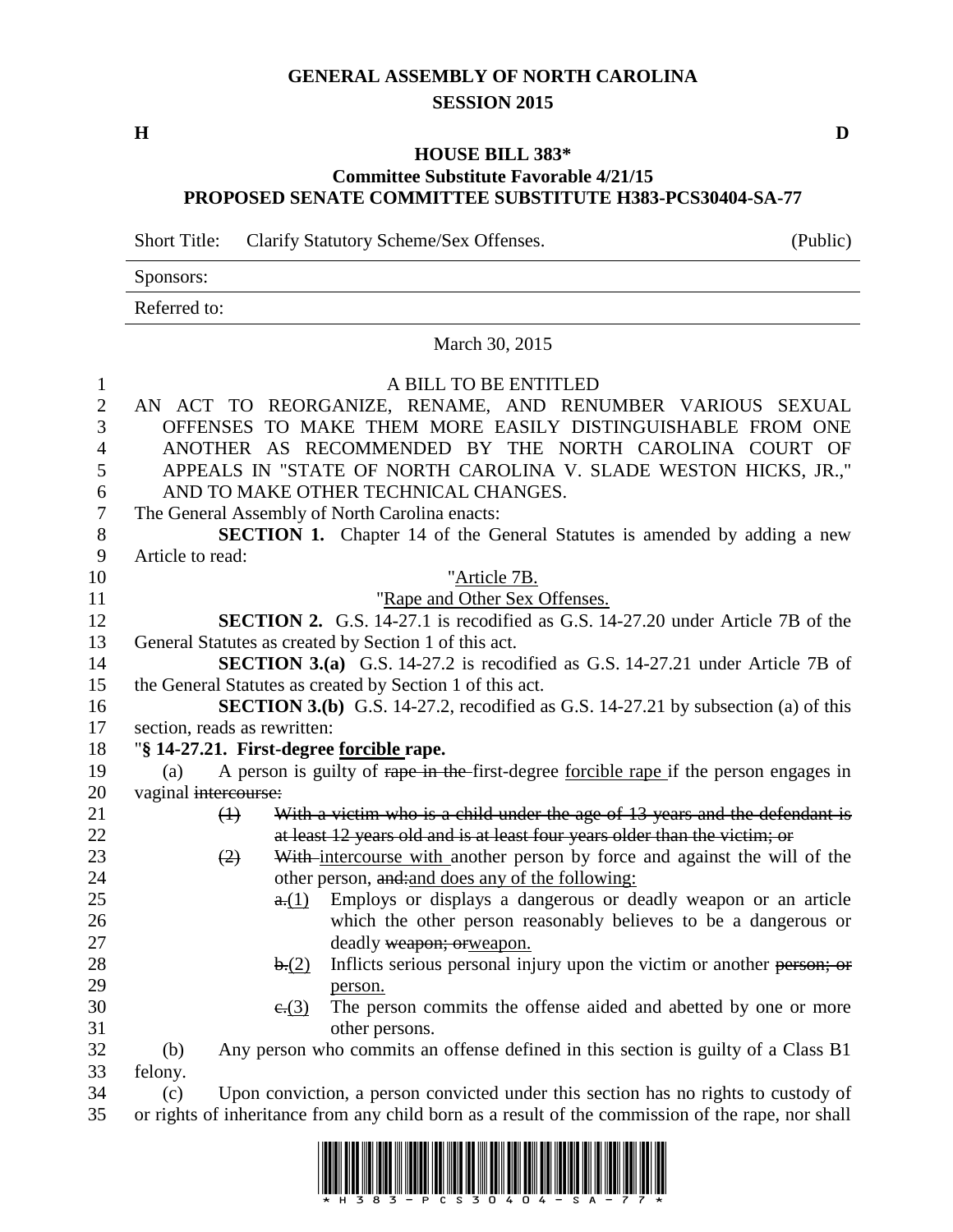# GENERAL ASSEMBLY OF NORTH CAROLINA
## SESSION 2015

**H** **D**

### HOUSE BILL 383*
### Committee Substitute Favorable 4/21/15
### PROPOSED SENATE COMMITTEE SUBSTITUTE H383-PCS30404-SA-77

Short Title: Clarify Statutory Scheme/Sex Offenses. (Public)

Sponsors:

Referred to:

March 30, 2015

A BILL TO BE ENTITLED

AN ACT TO REORGANIZE, RENAME, AND RENUMBER VARIOUS SEXUAL OFFENSES TO MAKE THEM MORE EASILY DISTINGUISHABLE FROM ONE ANOTHER AS RECOMMENDED BY THE NORTH CAROLINA COURT OF APPEALS IN "STATE OF NORTH CAROLINA V. SLADE WESTON HICKS, JR.," AND TO MAKE OTHER TECHNICAL CHANGES.

The General Assembly of North Carolina enacts:

**SECTION 1.** Chapter 14 of the General Statutes is amended by adding a new Article to read:

"Article 7B.

"Rape and Other Sex Offenses.

**SECTION 2.** G.S. 14-27.1 is recodified as G.S. 14-27.20 under Article 7B of the General Statutes as created by Section 1 of this act.

**SECTION 3.(a)** G.S. 14-27.2 is recodified as G.S. 14-27.21 under Article 7B of the General Statutes as created by Section 1 of this act.

**SECTION 3.(b)** G.S. 14-27.2, recodified as G.S. 14-27.21 by subsection (a) of this section, reads as rewritten:

"**§ 14-27.21. First-degree forcible rape.**

(a) A person is guilty of ~~rape in the~~ first-degree forcible rape if the person engages in vaginal ~~intercourse:~~

~~(1) With a victim who is a child under the age of 13 years and the defendant is at least 12 years old and is at least four years older than the victim; or~~

~~(2)~~ ~~With~~ intercourse with another person by force and against the will of the other person, ~~and:~~and does any of the following:

~~a.~~(1) Employs or displays a dangerous or deadly weapon or an article which the other person reasonably believes to be a dangerous or deadly ~~weapon; or~~weapon.

~~b.~~(2) Inflicts serious personal injury upon the victim or another ~~person; or~~ person.

~~c.~~(3) The person commits the offense aided and abetted by one or more other persons.

(b) Any person who commits an offense defined in this section is guilty of a Class B1 felony.

(c) Upon conviction, a person convicted under this section has no rights to custody of or rights of inheritance from any child born as a result of the commission of the rape, nor shall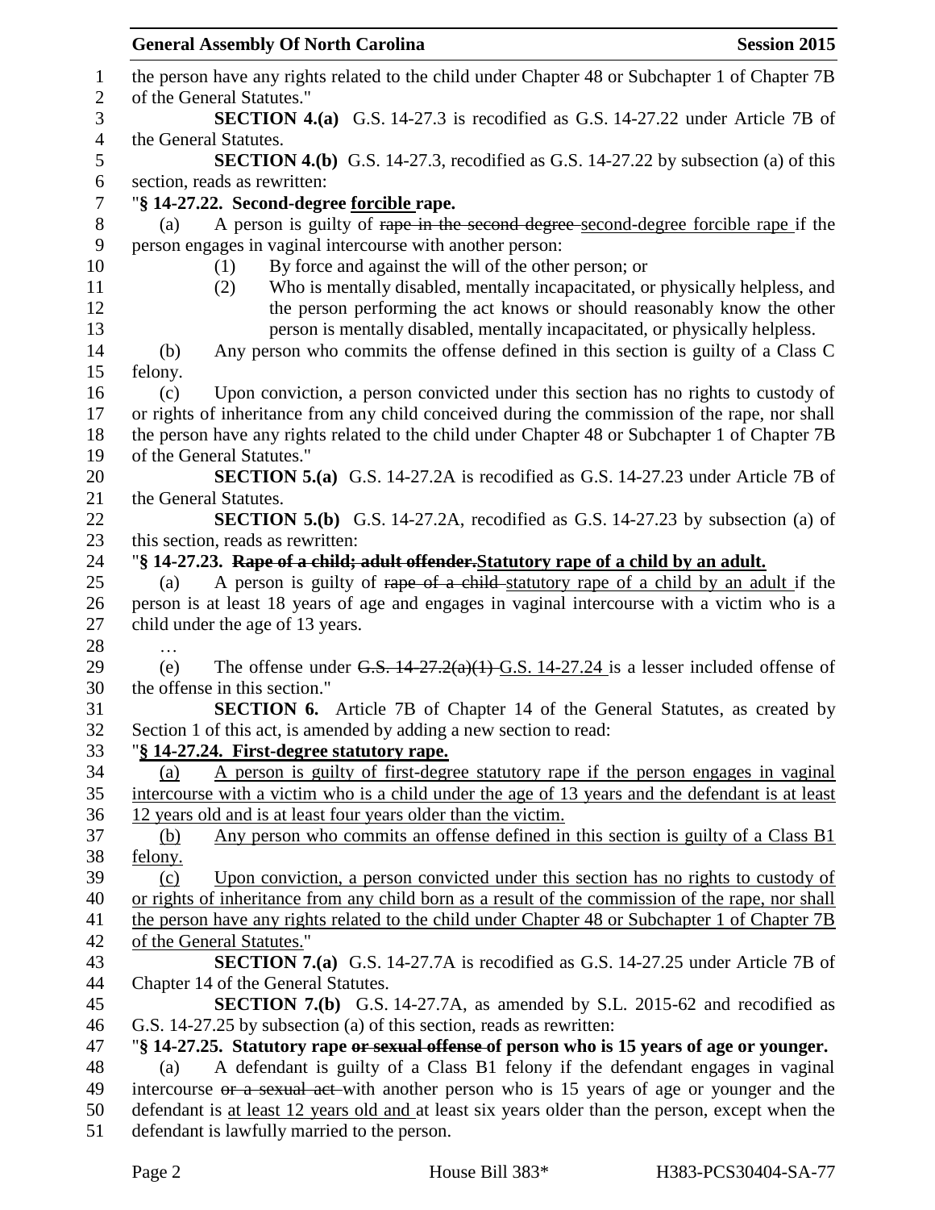the person have any rights related to the child under Chapter 48 or Subchapter 1 of Chapter 7B of the General Statutes."

**SECTION 4.(a)** G.S. 14-27.3 is recodified as G.S. 14-27.22 under Article 7B of the General Statutes.

**SECTION 4.(b)** G.S. 14-27.3, recodified as G.S. 14-27.22 by subsection (a) of this section, reads as rewritten:

"**§ 14-27.22. Second-degree <u>forcible</u> rape.**

(a) A person is guilty of ~~rape in the second degree~~ <u>second-degree forcible rape</u> if the person engages in vaginal intercourse with another person:

(1) By force and against the will of the other person; or

(2) Who is mentally disabled, mentally incapacitated, or physically helpless, and the person performing the act knows or should reasonably know the other person is mentally disabled, mentally incapacitated, or physically helpless.

(b) Any person who commits the offense defined in this section is guilty of a Class C felony.

(c) Upon conviction, a person convicted under this section has no rights to custody of or rights of inheritance from any child conceived during the commission of the rape, nor shall the person have any rights related to the child under Chapter 48 or Subchapter 1 of Chapter 7B of the General Statutes."

**SECTION 5.(a)** G.S. 14-27.2A is recodified as G.S. 14-27.23 under Article 7B of the General Statutes.

**SECTION 5.(b)** G.S. 14-27.2A, recodified as G.S. 14-27.23 by subsection (a) of this section, reads as rewritten:

"**§ 14-27.23. ~~Rape of a child; adult offender.~~<u>Statutory rape of a child by an adult.</u>**

(a) A person is guilty of ~~rape of a child~~ <u>statutory rape of a child by an adult</u> if the person is at least 18 years of age and engages in vaginal intercourse with a victim who is a child under the age of 13 years.

…

(e) The offense under ~~G.S. 14-27.2(a)(1)~~ <u>G.S. 14-27.24</u> is a lesser included offense of the offense in this section."

**SECTION 6.** Article 7B of Chapter 14 of the General Statutes, as created by Section 1 of this act, is amended by adding a new section to read:

"<u>**§ 14-27.24. First-degree statutory rape.**</u>

<u>(a) A person is guilty of first-degree statutory rape if the person engages in vaginal intercourse with a victim who is a child under the age of 13 years and the defendant is at least 12 years old and is at least four years older than the victim.</u>

<u>(b) Any person who commits an offense defined in this section is guilty of a Class B1 felony.</u>

<u>(c) Upon conviction, a person convicted under this section has no rights to custody of or rights of inheritance from any child born as a result of the commission of the rape, nor shall the person have any rights related to the child under Chapter 48 or Subchapter 1 of Chapter 7B of the General Statutes.</u>"

**SECTION 7.(a)** G.S. 14-27.7A is recodified as G.S. 14-27.25 under Article 7B of Chapter 14 of the General Statutes.

**SECTION 7.(b)** G.S. 14-27.7A, as amended by S.L. 2015-62 and recodified as G.S. 14-27.25 by subsection (a) of this section, reads as rewritten:

"**§ 14-27.25. Statutory rape ~~or sexual offense~~ of person who is 15 years of age or younger.**

(a) A defendant is guilty of a Class B1 felony if the defendant engages in vaginal intercourse ~~or a sexual act~~ with another person who is 15 years of age or younger and the defendant is <u>at least 12 years old and</u> at least six years older than the person, except when the defendant is lawfully married to the person.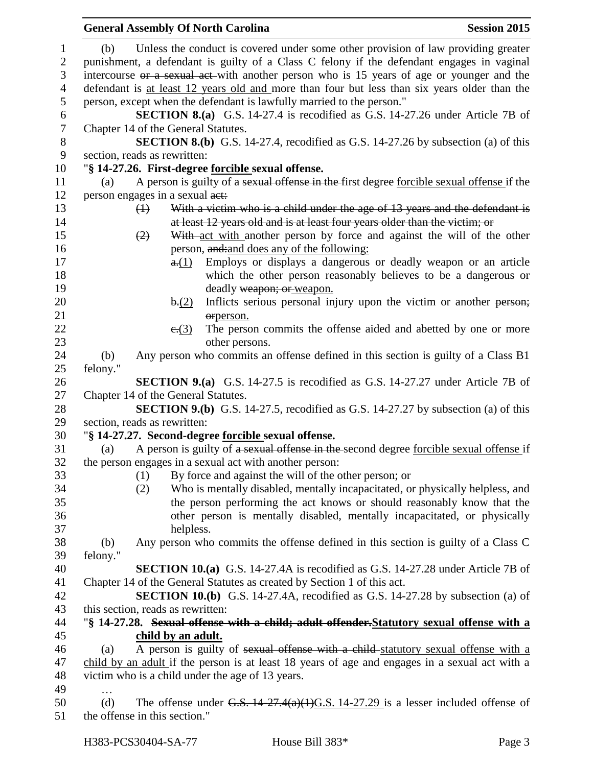(b) Unless the conduct is covered under some other provision of law providing greater punishment, a defendant is guilty of a Class C felony if the defendant engages in vaginal intercourse ~~or a sexual act~~ with another person who is 15 years of age or younger and the defendant is <u>at least 12 years old and</u> more than four but less than six years older than the person, except when the defendant is lawfully married to the person."

**SECTION 8.(a)** G.S. 14-27.4 is recodified as G.S. 14-27.26 under Article 7B of Chapter 14 of the General Statutes.

**SECTION 8.(b)** G.S. 14-27.4, recodified as G.S. 14-27.26 by subsection (a) of this section, reads as rewritten:

"**§ 14-27.26. First-degree <u>forcible</u> sexual offense.**

(a) A person is guilty of a ~~sexual offense in the~~ first degree <u>forcible sexual offense</u> if the person engages in a sexual ~~act:~~

~~(1) With a victim who is a child under the age of 13 years and the defendant is at least 12 years old and is at least four years older than the victim; or~~

~~(2)~~ ~~With~~ <u>act with</u> another person by force and against the will of the other person, ~~and:~~<u>and does any of the following:</u>

~~a.~~<u>(1)</u> Employs or displays a dangerous or deadly weapon or an article which the other person reasonably believes to be a dangerous or deadly ~~weapon; or~~<u>weapon.</u>

~~b.~~<u>(2)</u> Inflicts serious personal injury upon the victim or another ~~person; or~~<u>person.</u>

~~c.~~<u>(3)</u> The person commits the offense aided and abetted by one or more other persons.

(b) Any person who commits an offense defined in this section is guilty of a Class B1 felony."

**SECTION 9.(a)** G.S. 14-27.5 is recodified as G.S. 14-27.27 under Article 7B of Chapter 14 of the General Statutes.

**SECTION 9.(b)** G.S. 14-27.5, recodified as G.S. 14-27.27 by subsection (a) of this section, reads as rewritten:

"**§ 14-27.27. Second-degree <u>forcible</u> sexual offense.**

(a) A person is guilty of ~~a sexual offense in the~~ second degree <u>forcible sexual offense</u> if the person engages in a sexual act with another person:

(1) By force and against the will of the other person; or

(2) Who is mentally disabled, mentally incapacitated, or physically helpless, and the person performing the act knows or should reasonably know that the other person is mentally disabled, mentally incapacitated, or physically helpless.

(b) Any person who commits the offense defined in this section is guilty of a Class C felony."

**SECTION 10.(a)** G.S. 14-27.4A is recodified as G.S. 14-27.28 under Article 7B of Chapter 14 of the General Statutes as created by Section 1 of this act.

**SECTION 10.(b)** G.S. 14-27.4A, recodified as G.S. 14-27.28 by subsection (a) of this section, reads as rewritten:

"**§ 14-27.28. ~~Sexual offense with a child; adult offender.~~<u>Statutory sexual offense with a child by an adult.</u>**

(a) A person is guilty of ~~sexual offense with a child~~ <u>statutory sexual offense with a child by an adult</u> if the person is at least 18 years of age and engages in a sexual act with a victim who is a child under the age of 13 years.

…

(d) The offense under ~~G.S. 14-27.4(a)(1)~~<u>G.S. 14-27.29</u> is a lesser included offense of the offense in this section."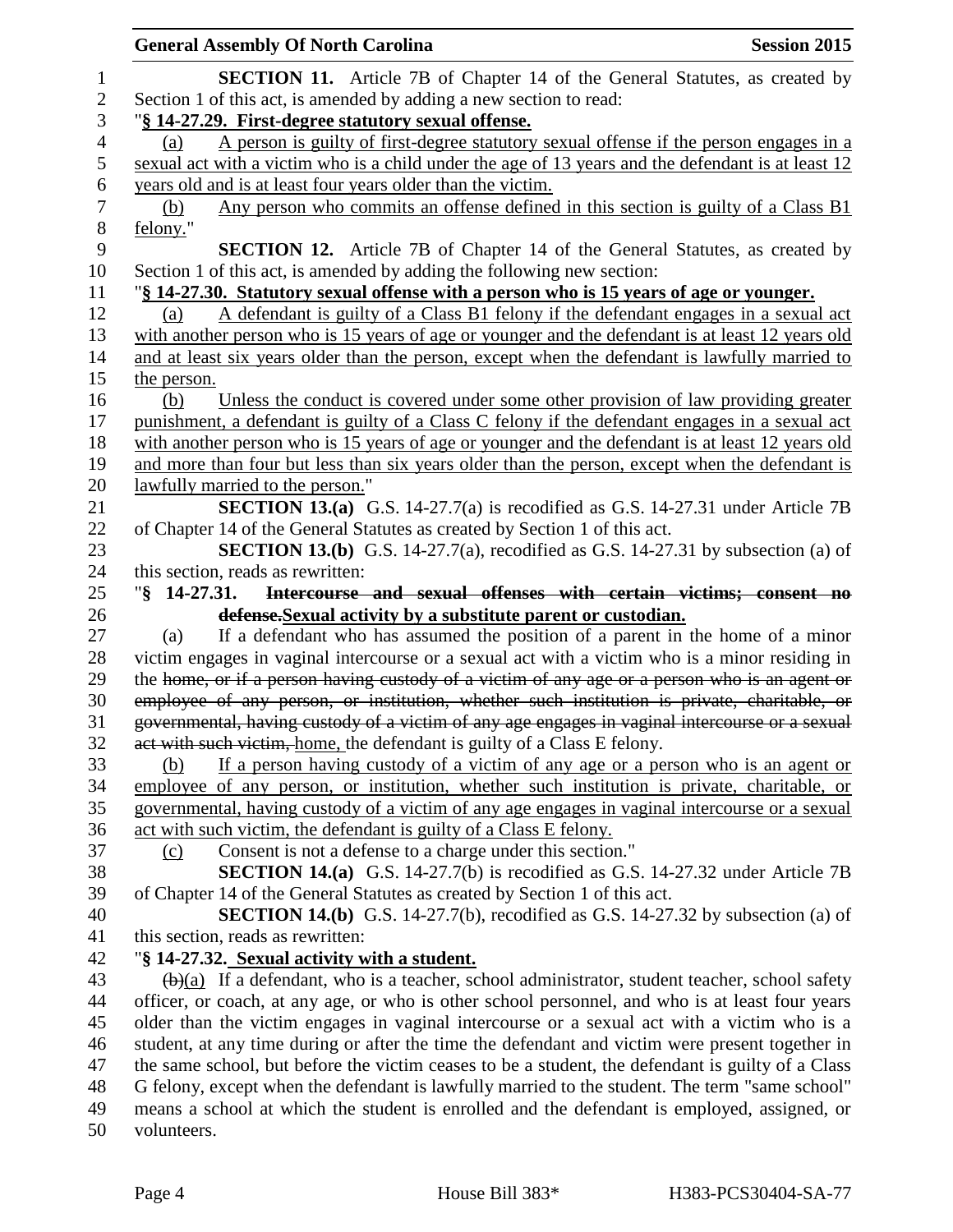**SECTION 11.** Article 7B of Chapter 14 of the General Statutes, as created by Section 1 of this act, is amended by adding a new section to read:

"**§ 14-27.29. First-degree statutory sexual offense.**

(a) A person is guilty of first-degree statutory sexual offense if the person engages in a sexual act with a victim who is a child under the age of 13 years and the defendant is at least 12 years old and is at least four years older than the victim.

(b) Any person who commits an offense defined in this section is guilty of a Class B1 felony."

**SECTION 12.** Article 7B of Chapter 14 of the General Statutes, as created by Section 1 of this act, is amended by adding the following new section:

"**§ 14-27.30. Statutory sexual offense with a person who is 15 years of age or younger.**

(a) A defendant is guilty of a Class B1 felony if the defendant engages in a sexual act with another person who is 15 years of age or younger and the defendant is at least 12 years old and at least six years older than the person, except when the defendant is lawfully married to the person.

(b) Unless the conduct is covered under some other provision of law providing greater punishment, a defendant is guilty of a Class C felony if the defendant engages in a sexual act with another person who is 15 years of age or younger and the defendant is at least 12 years old and more than four but less than six years older than the person, except when the defendant is lawfully married to the person."

**SECTION 13.(a)** G.S. 14-27.7(a) is recodified as G.S. 14-27.31 under Article 7B of Chapter 14 of the General Statutes as created by Section 1 of this act.

**SECTION 13.(b)** G.S. 14-27.7(a), recodified as G.S. 14-27.31 by subsection (a) of this section, reads as rewritten:

"**§ 14-27.31. ~~Intercourse and sexual offenses with certain victims; consent no defense.~~Sexual activity by a substitute parent or custodian.**

(a) If a defendant who has assumed the position of a parent in the home of a minor victim engages in vaginal intercourse or a sexual act with a victim who is a minor residing in the ~~home, or if a person having custody of a victim of any age or a person who is an agent or employee of any person, or institution, whether such institution is private, charitable, or governmental, having custody of a victim of any age engages in vaginal intercourse or a sexual act with such victim,~~ home, the defendant is guilty of a Class E felony.

(b) If a person having custody of a victim of any age or a person who is an agent or employee of any person, or institution, whether such institution is private, charitable, or governmental, having custody of a victim of any age engages in vaginal intercourse or a sexual act with such victim, the defendant is guilty of a Class E felony.

(c) Consent is not a defense to a charge under this section."

**SECTION 14.(a)** G.S. 14-27.7(b) is recodified as G.S. 14-27.32 under Article 7B of Chapter 14 of the General Statutes as created by Section 1 of this act.

**SECTION 14.(b)** G.S. 14-27.7(b), recodified as G.S. 14-27.32 by subsection (a) of this section, reads as rewritten:

"**§ 14-27.32. Sexual activity with a student.**

~~(b)~~(a) If a defendant, who is a teacher, school administrator, student teacher, school safety officer, or coach, at any age, or who is other school personnel, and who is at least four years older than the victim engages in vaginal intercourse or a sexual act with a victim who is a student, at any time during or after the time the defendant and victim were present together in the same school, but before the victim ceases to be a student, the defendant is guilty of a Class G felony, except when the defendant is lawfully married to the student. The term "same school" means a school at which the student is enrolled and the defendant is employed, assigned, or volunteers.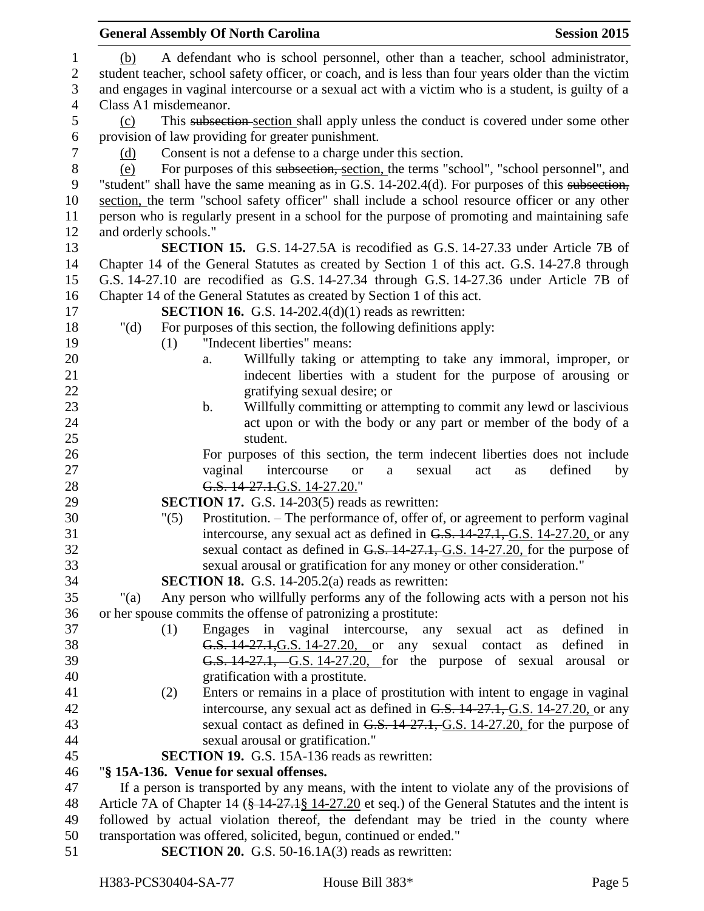(b) A defendant who is school personnel, other than a teacher, school administrator, student teacher, school safety officer, or coach, and is less than four years older than the victim and engages in vaginal intercourse or a sexual act with a victim who is a student, is guilty of a Class A1 misdemeanor.

(c) This ~~subsection~~ section shall apply unless the conduct is covered under some other provision of law providing for greater punishment.

(d) Consent is not a defense to a charge under this section.

(e) For purposes of this ~~subsection,~~ section, the terms "school", "school personnel", and "student" shall have the same meaning as in G.S. 14-202.4(d). For purposes of this ~~subsection,~~ section, the term "school safety officer" shall include a school resource officer or any other person who is regularly present in a school for the purpose of promoting and maintaining safe and orderly schools."

**SECTION 15.** G.S. 14-27.5A is recodified as G.S. 14-27.33 under Article 7B of Chapter 14 of the General Statutes as created by Section 1 of this act. G.S. 14-27.8 through G.S. 14-27.10 are recodified as G.S. 14-27.34 through G.S. 14-27.36 under Article 7B of Chapter 14 of the General Statutes as created by Section 1 of this act.

**SECTION 16.** G.S. 14-202.4(d)(1) reads as rewritten:

"(d) For purposes of this section, the following definitions apply:

(1) "Indecent liberties" means:

a. Willfully taking or attempting to take any immoral, improper, or indecent liberties with a student for the purpose of arousing or gratifying sexual desire; or

b. Willfully committing or attempting to commit any lewd or lascivious act upon or with the body or any part or member of the body of a student.

For purposes of this section, the term indecent liberties does not include vaginal intercourse or a sexual act as defined by ~~G.S. 14-27.1.~~G.S. 14-27.20."

**SECTION 17.** G.S. 14-203(5) reads as rewritten:

"(5) Prostitution. – The performance of, offer of, or agreement to perform vaginal intercourse, any sexual act as defined in ~~G.S. 14-27.1,~~ G.S. 14-27.20, or any sexual contact as defined in ~~G.S. 14-27.1,~~ G.S. 14-27.20, for the purpose of sexual arousal or gratification for any money or other consideration."

**SECTION 18.** G.S. 14-205.2(a) reads as rewritten:

"(a) Any person who willfully performs any of the following acts with a person not his or her spouse commits the offense of patronizing a prostitute:

(1) Engages in vaginal intercourse, any sexual act as defined in ~~G.S. 14-27.1,~~G.S. 14-27.20, or any sexual contact as defined in ~~G.S. 14-27.1,~~ G.S. 14-27.20, for the purpose of sexual arousal or gratification with a prostitute.

(2) Enters or remains in a place of prostitution with intent to engage in vaginal intercourse, any sexual act as defined in ~~G.S. 14-27.1,~~ G.S. 14-27.20, or any sexual contact as defined in ~~G.S. 14-27.1,~~ G.S. 14-27.20, for the purpose of sexual arousal or gratification."

**SECTION 19.** G.S. 15A-136 reads as rewritten:

"**§ 15A-136. Venue for sexual offenses.**

If a person is transported by any means, with the intent to violate any of the provisions of Article 7A of Chapter 14 (~~§ 14-27.1~~§ 14-27.20 et seq.) of the General Statutes and the intent is followed by actual violation thereof, the defendant may be tried in the county where transportation was offered, solicited, begun, continued or ended."

**SECTION 20.** G.S. 50-16.1A(3) reads as rewritten: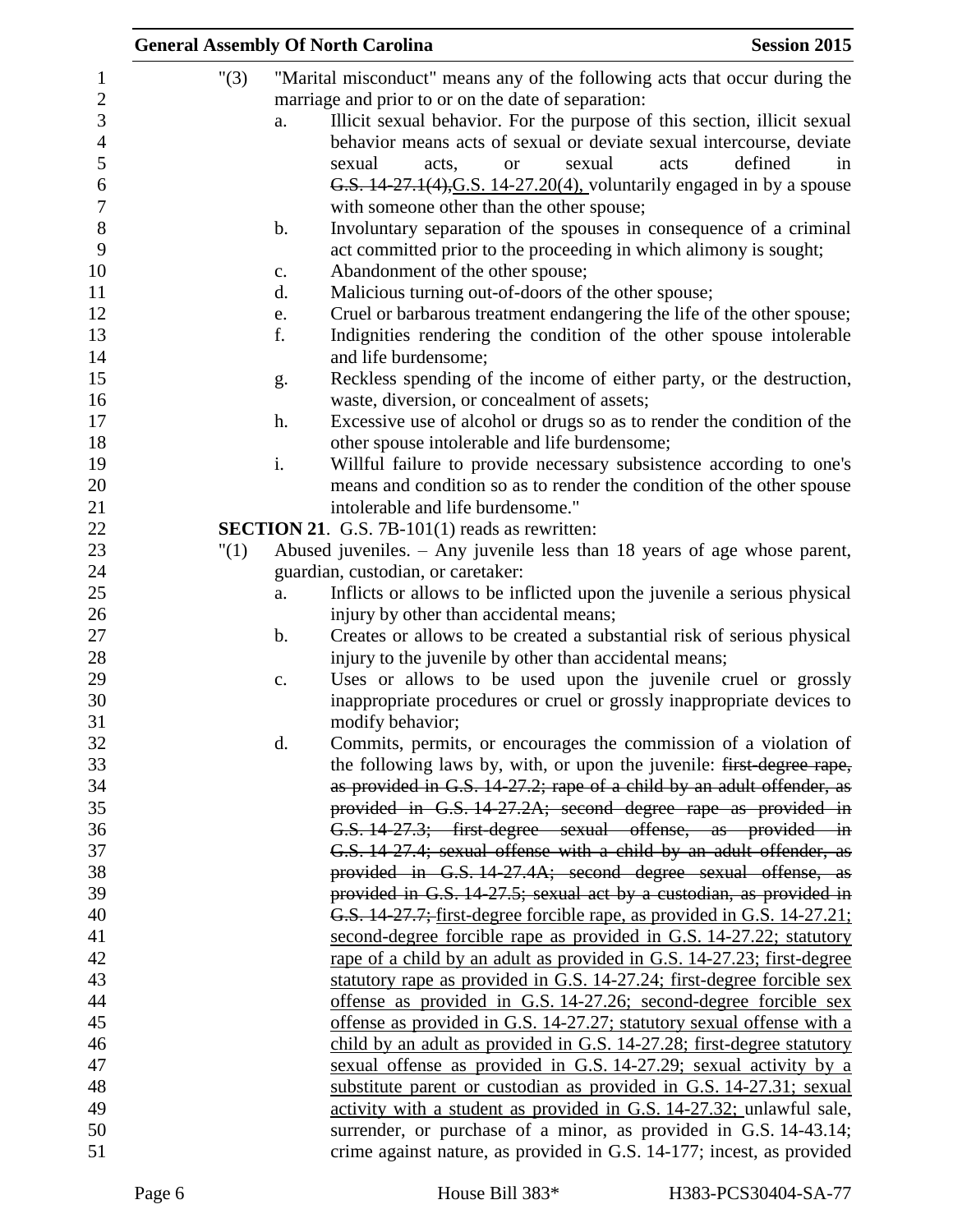"(3) "Marital misconduct" means any of the following acts that occur during the marriage and prior to or on the date of separation:

a. Illicit sexual behavior. For the purpose of this section, illicit sexual behavior means acts of sexual or deviate sexual intercourse, deviate sexual acts, or sexual acts defined in ~~G.S. 14-27.1(4),~~G.S. 14-27.20(4), voluntarily engaged in by a spouse with someone other than the other spouse;

b. Involuntary separation of the spouses in consequence of a criminal act committed prior to the proceeding in which alimony is sought;

c. Abandonment of the other spouse;

d. Malicious turning out-of-doors of the other spouse;

e. Cruel or barbarous treatment endangering the life of the other spouse;

f. Indignities rendering the condition of the other spouse intolerable and life burdensome;

g. Reckless spending of the income of either party, or the destruction, waste, diversion, or concealment of assets;

h. Excessive use of alcohol or drugs so as to render the condition of the other spouse intolerable and life burdensome;

i. Willful failure to provide necessary subsistence according to one's means and condition so as to render the condition of the other spouse intolerable and life burdensome."

**SECTION 21**. G.S. 7B-101(1) reads as rewritten:

"(1) Abused juveniles. – Any juvenile less than 18 years of age whose parent, guardian, custodian, or caretaker:

a. Inflicts or allows to be inflicted upon the juvenile a serious physical injury by other than accidental means;

b. Creates or allows to be created a substantial risk of serious physical injury to the juvenile by other than accidental means;

c. Uses or allows to be used upon the juvenile cruel or grossly inappropriate procedures or cruel or grossly inappropriate devices to modify behavior;

d. Commits, permits, or encourages the commission of a violation of the following laws by, with, or upon the juvenile: ~~first-degree rape, as provided in G.S. 14-27.2; rape of a child by an adult offender, as provided in G.S. 14-27.2A; second degree rape as provided in G.S. 14-27.3; first-degree sexual offense, as provided in G.S. 14-27.4; sexual offense with a child by an adult offender, as provided in G.S. 14-27.4A; second degree sexual offense, as provided in G.S. 14-27.5; sexual act by a custodian, as provided in G.S. 14-27.7;~~ <u>first-degree forcible rape, as provided in G.S. 14-27.21; second-degree forcible rape as provided in G.S. 14-27.22; statutory rape of a child by an adult as provided in G.S. 14-27.23; first-degree statutory rape as provided in G.S. 14-27.24; first-degree forcible sex offense as provided in G.S. 14-27.26; second-degree forcible sex offense as provided in G.S. 14-27.27; statutory sexual offense with a child by an adult as provided in G.S. 14-27.28; first-degree statutory sexual offense as provided in G.S. 14-27.29; sexual activity by a substitute parent or custodian as provided in G.S. 14-27.31; sexual activity with a student as provided in G.S. 14-27.32;</u> unlawful sale, surrender, or purchase of a minor, as provided in G.S. 14-43.14; crime against nature, as provided in G.S. 14-177; incest, as provided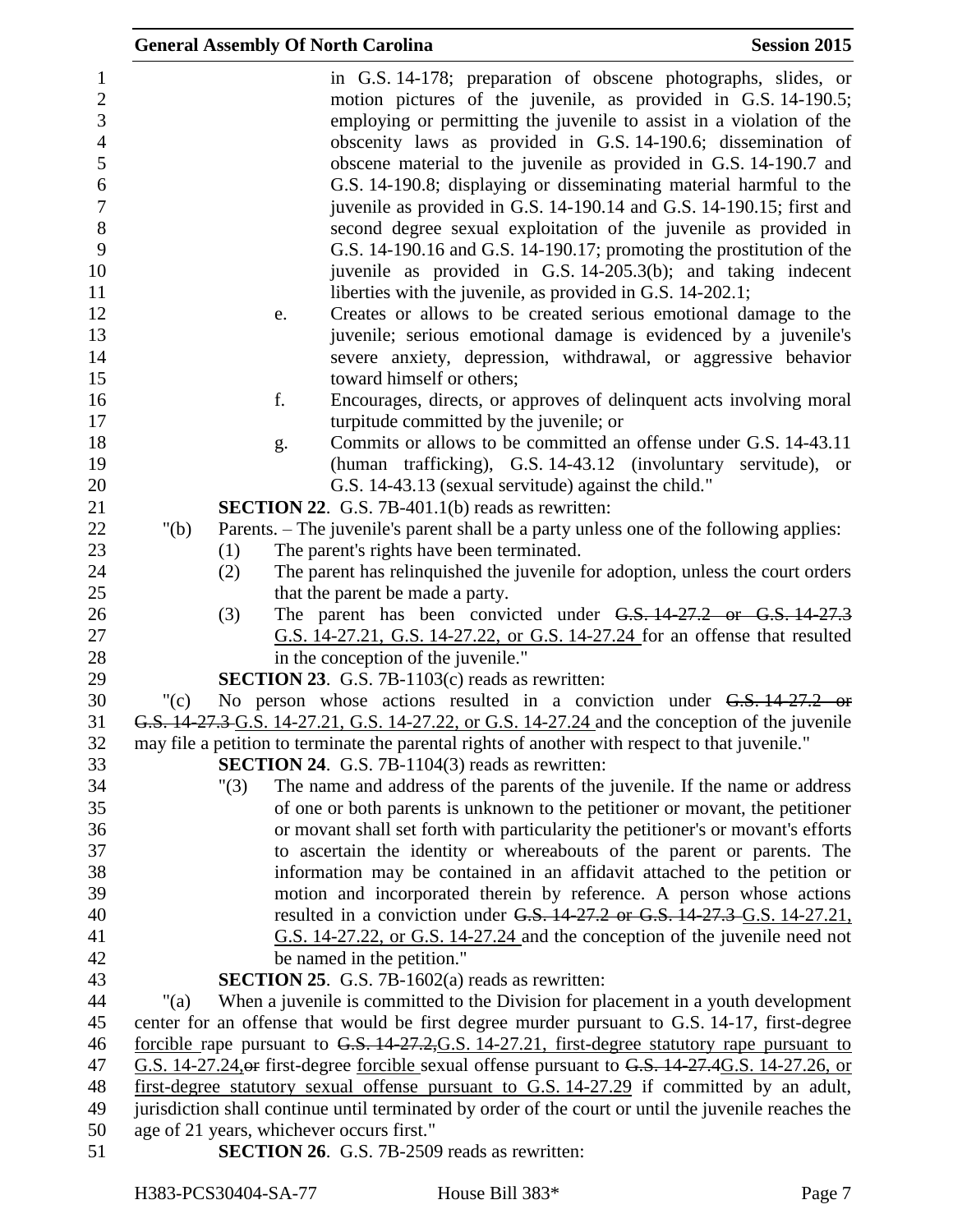in G.S. 14-178; preparation of obscene photographs, slides, or motion pictures of the juvenile, as provided in G.S. 14-190.5; employing or permitting the juvenile to assist in a violation of the obscenity laws as provided in G.S. 14-190.6; dissemination of obscene material to the juvenile as provided in G.S. 14-190.7 and G.S. 14-190.8; displaying or disseminating material harmful to the juvenile as provided in G.S. 14-190.14 and G.S. 14-190.15; first and second degree sexual exploitation of the juvenile as provided in G.S. 14-190.16 and G.S. 14-190.17; promoting the prostitution of the juvenile as provided in G.S. 14-205.3(b); and taking indecent liberties with the juvenile, as provided in G.S. 14-202.1;

e. Creates or allows to be created serious emotional damage to the juvenile; serious emotional damage is evidenced by a juvenile's severe anxiety, depression, withdrawal, or aggressive behavior toward himself or others;

f. Encourages, directs, or approves of delinquent acts involving moral turpitude committed by the juvenile; or

g. Commits or allows to be committed an offense under G.S. 14-43.11 (human trafficking), G.S. 14-43.12 (involuntary servitude), or G.S. 14-43.13 (sexual servitude) against the child."

**SECTION 22**. G.S. 7B-401.1(b) reads as rewritten:

"(b) Parents. – The juvenile's parent shall be a party unless one of the following applies:

(1) The parent's rights have been terminated.

(2) The parent has relinquished the juvenile for adoption, unless the court orders that the parent be made a party.

(3) The parent has been convicted under ~~G.S. 14-27.2 or G.S. 14-27.3~~ G.S. 14-27.21, G.S. 14-27.22, or G.S. 14-27.24 for an offense that resulted in the conception of the juvenile."

**SECTION 23**. G.S. 7B-1103(c) reads as rewritten:

"(c) No person whose actions resulted in a conviction under ~~G.S. 14-27.2 or G.S. 14-27.3~~ G.S. 14-27.21, G.S. 14-27.22, or G.S. 14-27.24 and the conception of the juvenile may file a petition to terminate the parental rights of another with respect to that juvenile."

**SECTION 24**. G.S. 7B-1104(3) reads as rewritten:

"(3) The name and address of the parents of the juvenile. If the name or address of one or both parents is unknown to the petitioner or movant, the petitioner or movant shall set forth with particularity the petitioner's or movant's efforts to ascertain the identity or whereabouts of the parent or parents. The information may be contained in an affidavit attached to the petition or motion and incorporated therein by reference. A person whose actions resulted in a conviction under ~~G.S. 14-27.2 or G.S. 14-27.3~~ G.S. 14-27.21, G.S. 14-27.22, or G.S. 14-27.24 and the conception of the juvenile need not be named in the petition."

**SECTION 25**. G.S. 7B-1602(a) reads as rewritten:

"(a) When a juvenile is committed to the Division for placement in a youth development center for an offense that would be first degree murder pursuant to G.S. 14-17, first-degree forcible rape pursuant to ~~G.S. 14-27.2,~~G.S. 14-27.21, first-degree statutory rape pursuant to G.S. 14-27.24,~~or~~ first-degree forcible sexual offense pursuant to ~~G.S. 14-27.4~~G.S. 14-27.26, or first-degree statutory sexual offense pursuant to G.S. 14-27.29 if committed by an adult, jurisdiction shall continue until terminated by order of the court or until the juvenile reaches the age of 21 years, whichever occurs first."

**SECTION 26**. G.S. 7B-2509 reads as rewritten: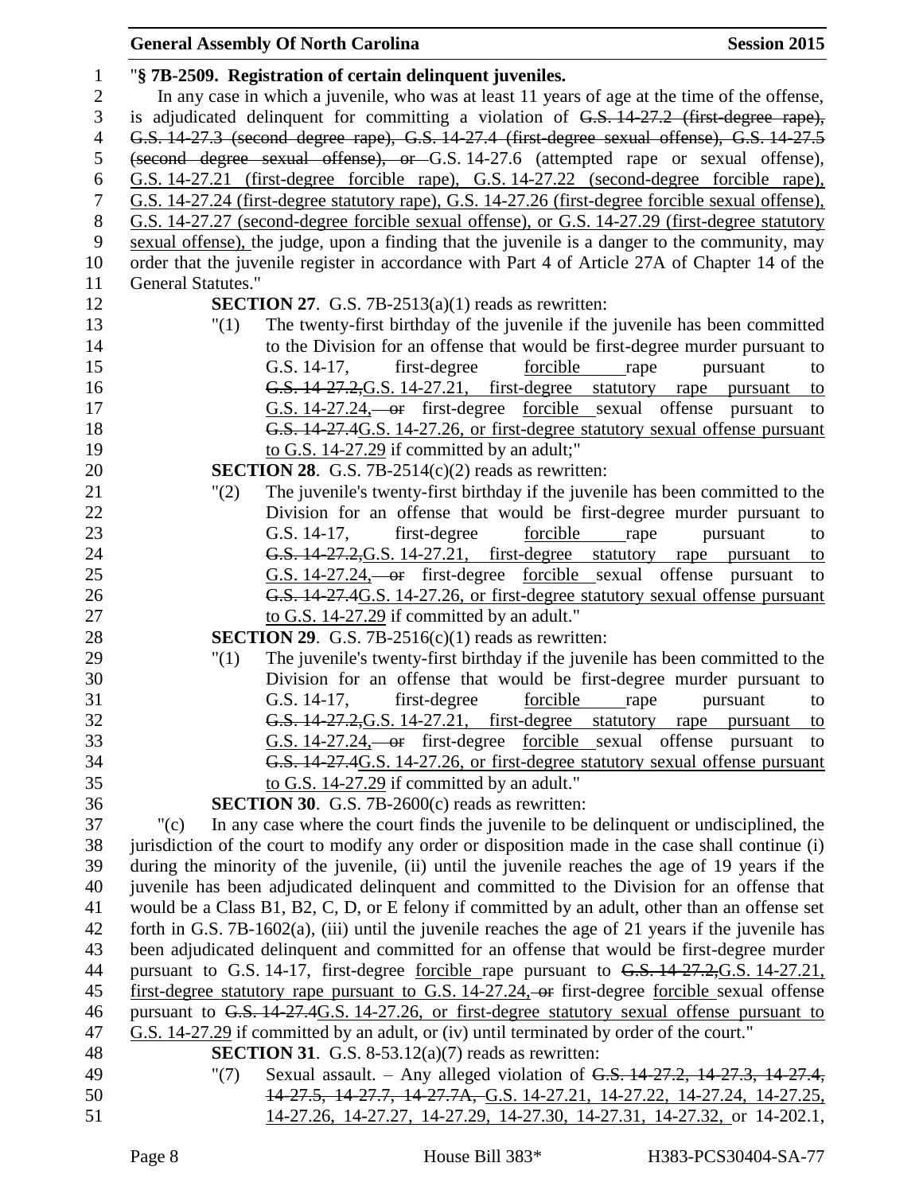"**§ 7B-2509. Registration of certain delinquent juveniles.**

In any case in which a juvenile, who was at least 11 years of age at the time of the offense, is adjudicated delinquent for committing a violation of ~~G.S. 14-27.2 (first-degree rape), G.S. 14-27.3 (second degree rape), G.S. 14-27.4 (first-degree sexual offense), G.S. 14-27.5 (second degree sexual offense), or~~ G.S. 14-27.6 (attempted rape or sexual offense), G.S. 14-27.21 (first-degree forcible rape), G.S. 14-27.22 (second-degree forcible rape), G.S. 14-27.24 (first-degree statutory rape), G.S. 14-27.26 (first-degree forcible sexual offense), G.S. 14-27.27 (second-degree forcible sexual offense), or G.S. 14-27.29 (first-degree statutory sexual offense), the judge, upon a finding that the juvenile is a danger to the community, may order that the juvenile register in accordance with Part 4 of Article 27A of Chapter 14 of the General Statutes."

**SECTION 27.** G.S. 7B-2513(a)(1) reads as rewritten:

"(1) The twenty-first birthday of the juvenile if the juvenile has been committed to the Division for an offense that would be first-degree murder pursuant to G.S. 14-17, first-degree forcible rape pursuant to ~~G.S. 14-27.2,~~G.S. 14-27.21, first-degree statutory rape pursuant to G.S. 14-27.24, ~~or~~ first-degree forcible sexual offense pursuant to ~~G.S. 14-27.4~~G.S. 14-27.26, or first-degree statutory sexual offense pursuant to G.S. 14-27.29 if committed by an adult;"

**SECTION 28.** G.S. 7B-2514(c)(2) reads as rewritten:

"(2) The juvenile's twenty-first birthday if the juvenile has been committed to the Division for an offense that would be first-degree murder pursuant to G.S. 14-17, first-degree forcible rape pursuant to ~~G.S. 14-27.2,~~G.S. 14-27.21, first-degree statutory rape pursuant to G.S. 14-27.24, ~~or~~ first-degree forcible sexual offense pursuant to ~~G.S. 14-27.4~~G.S. 14-27.26, or first-degree statutory sexual offense pursuant to G.S. 14-27.29 if committed by an adult."

**SECTION 29.** G.S. 7B-2516(c)(1) reads as rewritten:

"(1) The juvenile's twenty-first birthday if the juvenile has been committed to the Division for an offense that would be first-degree murder pursuant to G.S. 14-17, first-degree forcible rape pursuant to ~~G.S. 14-27.2,~~G.S. 14-27.21, first-degree statutory rape pursuant to G.S. 14-27.24, ~~or~~ first-degree forcible sexual offense pursuant to ~~G.S. 14-27.4~~G.S. 14-27.26, or first-degree statutory sexual offense pursuant to G.S. 14-27.29 if committed by an adult."

**SECTION 30.** G.S. 7B-2600(c) reads as rewritten:

"(c) In any case where the court finds the juvenile to be delinquent or undisciplined, the jurisdiction of the court to modify any order or disposition made in the case shall continue (i) during the minority of the juvenile, (ii) until the juvenile reaches the age of 19 years if the juvenile has been adjudicated delinquent and committed to the Division for an offense that would be a Class B1, B2, C, D, or E felony if committed by an adult, other than an offense set forth in G.S. 7B-1602(a), (iii) until the juvenile reaches the age of 21 years if the juvenile has been adjudicated delinquent and committed for an offense that would be first-degree murder pursuant to G.S. 14-17, first-degree forcible rape pursuant to ~~G.S. 14-27.2,~~G.S. 14-27.21, first-degree statutory rape pursuant to G.S. 14-27.24, ~~or~~ first-degree forcible sexual offense pursuant to ~~G.S. 14-27.4~~G.S. 14-27.26, or first-degree statutory sexual offense pursuant to G.S. 14-27.29 if committed by an adult, or (iv) until terminated by order of the court."

**SECTION 31.** G.S. 8-53.12(a)(7) reads as rewritten:

"(7) Sexual assault. – Any alleged violation of ~~G.S. 14-27.2, 14-27.3, 14-27.4, 14-27.5, 14-27.7, 14-27.7A,~~ G.S. 14-27.21, 14-27.22, 14-27.24, 14-27.25, 14-27.26, 14-27.27, 14-27.29, 14-27.30, 14-27.31, 14-27.32, or 14-202.1,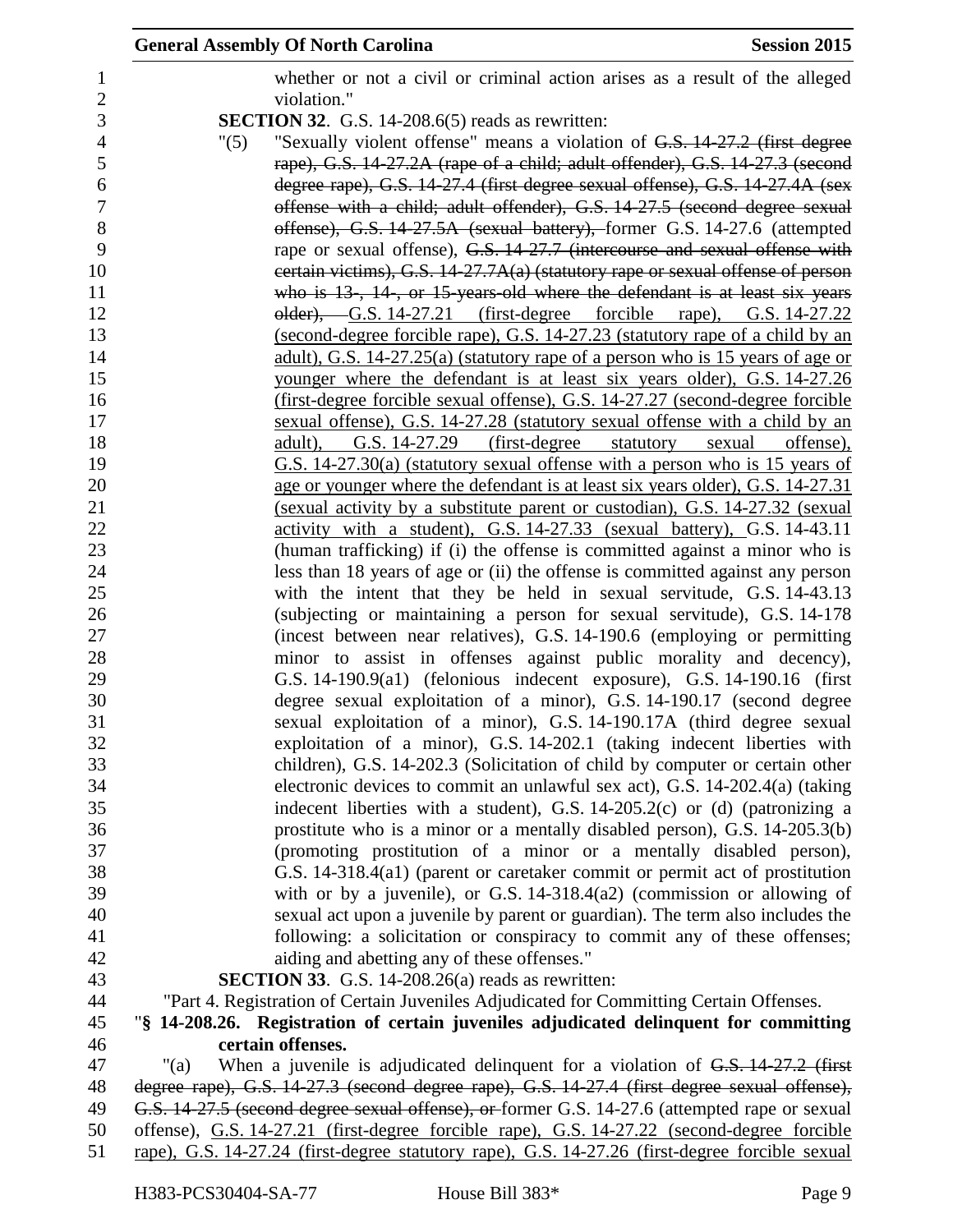whether or not a civil or criminal action arises as a result of the alleged violation."

**SECTION 32**. G.S. 14-208.6(5) reads as rewritten:

"(5) "Sexually violent offense" means a violation of ~~G.S. 14-27.2 (first degree rape), G.S. 14-27.2A (rape of a child; adult offender), G.S. 14-27.3 (second degree rape), G.S. 14-27.4 (first degree sexual offense), G.S. 14-27.4A (sex offense with a child; adult offender), G.S. 14-27.5 (second degree sexual offense), G.S. 14-27.5A (sexual battery),~~ former G.S. 14-27.6 (attempted rape or sexual offense), ~~G.S. 14-27.7 (intercourse and sexual offense with certain victims), G.S. 14-27.7A(a) (statutory rape or sexual offense of person who is 13-, 14-, or 15-years-old where the defendant is at least six years older),~~ G.S. 14-27.21 (first-degree forcible rape), G.S. 14-27.22 (second-degree forcible rape), G.S. 14-27.23 (statutory rape of a child by an adult), G.S. 14-27.25(a) (statutory rape of a person who is 15 years of age or younger where the defendant is at least six years older), G.S. 14-27.26 (first-degree forcible sexual offense), G.S. 14-27.27 (second-degree forcible sexual offense), G.S. 14-27.28 (statutory sexual offense with a child by an adult), G.S. 14-27.29 (first-degree statutory sexual offense), G.S. 14-27.30(a) (statutory sexual offense with a person who is 15 years of age or younger where the defendant is at least six years older), G.S. 14-27.31 (sexual activity by a substitute parent or custodian), G.S. 14-27.32 (sexual activity with a student), G.S. 14-27.33 (sexual battery), G.S. 14-43.11 (human trafficking) if (i) the offense is committed against a minor who is less than 18 years of age or (ii) the offense is committed against any person with the intent that they be held in sexual servitude, G.S. 14-43.13 (subjecting or maintaining a person for sexual servitude), G.S. 14-178 (incest between near relatives), G.S. 14-190.6 (employing or permitting minor to assist in offenses against public morality and decency), G.S. 14-190.9(a1) (felonious indecent exposure), G.S. 14-190.16 (first degree sexual exploitation of a minor), G.S. 14-190.17 (second degree sexual exploitation of a minor), G.S. 14-190.17A (third degree sexual exploitation of a minor), G.S. 14-202.1 (taking indecent liberties with children), G.S. 14-202.3 (Solicitation of child by computer or certain other electronic devices to commit an unlawful sex act), G.S. 14-202.4(a) (taking indecent liberties with a student), G.S. 14-205.2(c) or (d) (patronizing a prostitute who is a minor or a mentally disabled person), G.S. 14-205.3(b) (promoting prostitution of a minor or a mentally disabled person), G.S. 14-318.4(a1) (parent or caretaker commit or permit act of prostitution with or by a juvenile), or G.S. 14-318.4(a2) (commission or allowing of sexual act upon a juvenile by parent or guardian). The term also includes the following: a solicitation or conspiracy to commit any of these offenses; aiding and abetting any of these offenses."

**SECTION 33**. G.S. 14-208.26(a) reads as rewritten:

"Part 4. Registration of Certain Juveniles Adjudicated for Committing Certain Offenses.

"**§ 14-208.26. Registration of certain juveniles adjudicated delinquent for committing certain offenses.**

"(a) When a juvenile is adjudicated delinquent for a violation of ~~G.S. 14-27.2 (first degree rape), G.S. 14-27.3 (second degree rape), G.S. 14-27.4 (first degree sexual offense), G.S. 14-27.5 (second degree sexual offense), or~~ former G.S. 14-27.6 (attempted rape or sexual offense), G.S. 14-27.21 (first-degree forcible rape), G.S. 14-27.22 (second-degree forcible rape), G.S. 14-27.24 (first-degree statutory rape), G.S. 14-27.26 (first-degree forcible sexual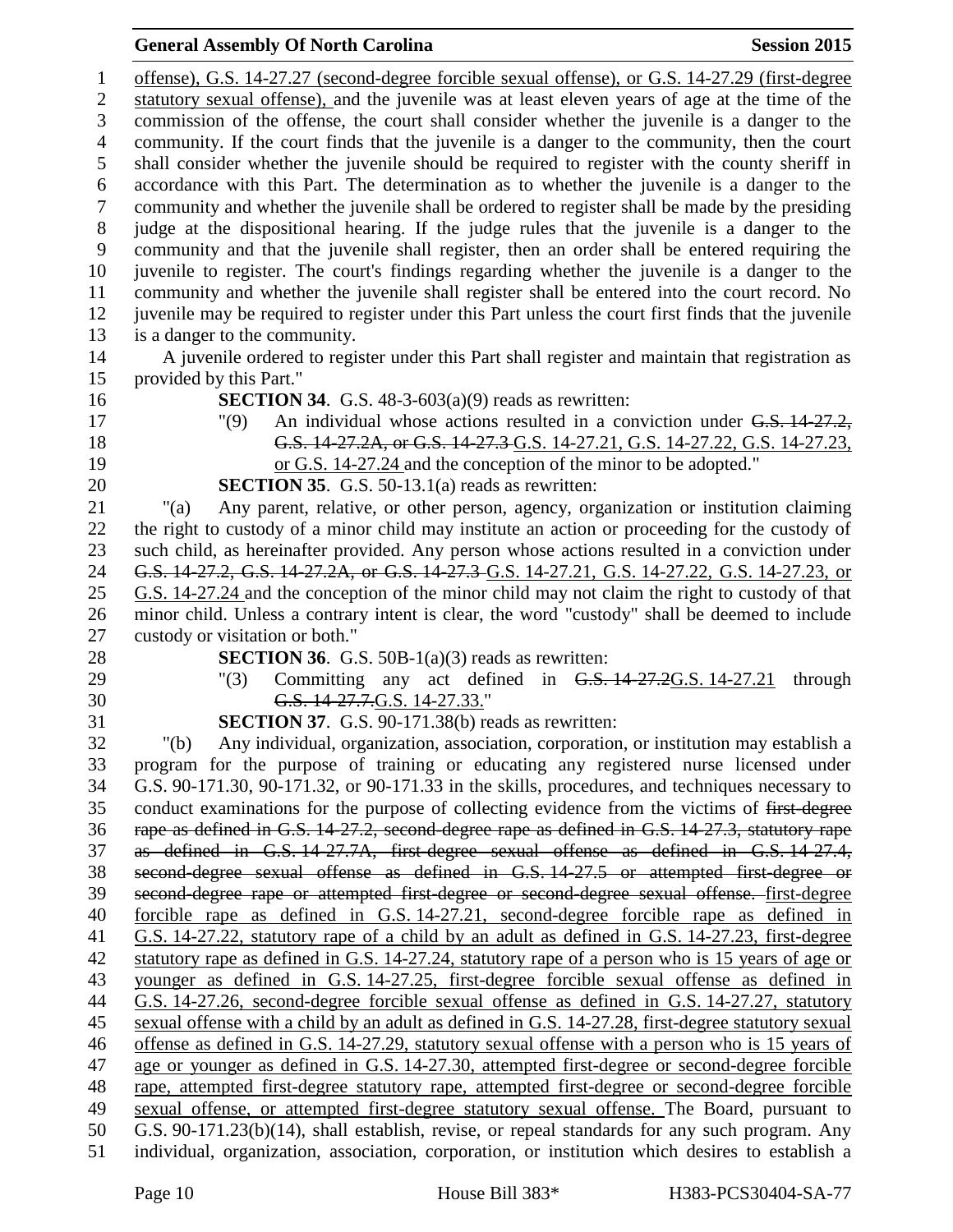offense), G.S. 14-27.27 (second-degree forcible sexual offense), or G.S. 14-27.29 (first-degree statutory sexual offense),</u> and the juvenile was at least eleven years of age at the time of the commission of the offense, the court shall consider whether the juvenile is a danger to the community. If the court finds that the juvenile is a danger to the community, then the court shall consider whether the juvenile should be required to register with the county sheriff in accordance with this Part. The determination as to whether the juvenile is a danger to the community and whether the juvenile shall be ordered to register shall be made by the presiding judge at the dispositional hearing. If the judge rules that the juvenile is a danger to the community and that the juvenile shall register, then an order shall be entered requiring the juvenile to register. The court's findings regarding whether the juvenile is a danger to the community and whether the juvenile shall register shall be entered into the court record. No juvenile may be required to register under this Part unless the court first finds that the juvenile is a danger to the community.

A juvenile ordered to register under this Part shall register and maintain that registration as provided by this Part."

**SECTION 34**. G.S. 48-3-603(a)(9) reads as rewritten:

"(9) An individual whose actions resulted in a conviction under ~~G.S. 14-27.2, G.S. 14-27.2A, or G.S. 14-27.3~~ <u>G.S. 14-27.21, G.S. 14-27.22, G.S. 14-27.23, or G.S. 14-27.24</u> and the conception of the minor to be adopted."

**SECTION 35**. G.S. 50-13.1(a) reads as rewritten:

"(a) Any parent, relative, or other person, agency, organization or institution claiming the right to custody of a minor child may institute an action or proceeding for the custody of such child, as hereinafter provided. Any person whose actions resulted in a conviction under ~~G.S. 14-27.2, G.S. 14-27.2A, or G.S. 14-27.3~~ <u>G.S. 14-27.21, G.S. 14-27.22, G.S. 14-27.23, or G.S. 14-27.24</u> and the conception of the minor child may not claim the right to custody of that minor child. Unless a contrary intent is clear, the word "custody" shall be deemed to include custody or visitation or both."

**SECTION 36**. G.S. 50B-1(a)(3) reads as rewritten:

"(3) Committing any act defined in ~~G.S. 14-27.2~~<u>G.S. 14-27.21</u> through ~~G.S. 14-27.7.~~<u>G.S. 14-27.33.</u>"

**SECTION 37**. G.S. 90-171.38(b) reads as rewritten:

"(b) Any individual, organization, association, corporation, or institution may establish a program for the purpose of training or educating any registered nurse licensed under G.S. 90-171.30, 90-171.32, or 90-171.33 in the skills, procedures, and techniques necessary to conduct examinations for the purpose of collecting evidence from the victims of ~~first-degree rape as defined in G.S. 14-27.2, second-degree rape as defined in G.S. 14-27.3, statutory rape as defined in G.S. 14-27.7A, first-degree sexual offense as defined in G.S. 14-27.4, second-degree sexual offense as defined in G.S. 14-27.5 or attempted first-degree or second-degree rape or attempted first-degree or second-degree sexual offense.~~ <u>first-degree forcible rape as defined in G.S. 14-27.21, second-degree forcible rape as defined in G.S. 14-27.22, statutory rape of a child by an adult as defined in G.S. 14-27.23, first-degree statutory rape as defined in G.S. 14-27.24, statutory rape of a person who is 15 years of age or younger as defined in G.S. 14-27.25, first-degree forcible sexual offense as defined in G.S. 14-27.26, second-degree forcible sexual offense as defined in G.S. 14-27.27, statutory sexual offense with a child by an adult as defined in G.S. 14-27.28, first-degree statutory sexual offense as defined in G.S. 14-27.29, statutory sexual offense with a person who is 15 years of age or younger as defined in G.S. 14-27.30, attempted first-degree or second-degree forcible rape, attempted first-degree statutory rape, attempted first-degree or second-degree forcible sexual offense, or attempted first-degree statutory sexual offense.</u> The Board, pursuant to G.S. 90-171.23(b)(14), shall establish, revise, or repeal standards for any such program. Any individual, organization, association, corporation, or institution which desires to establish a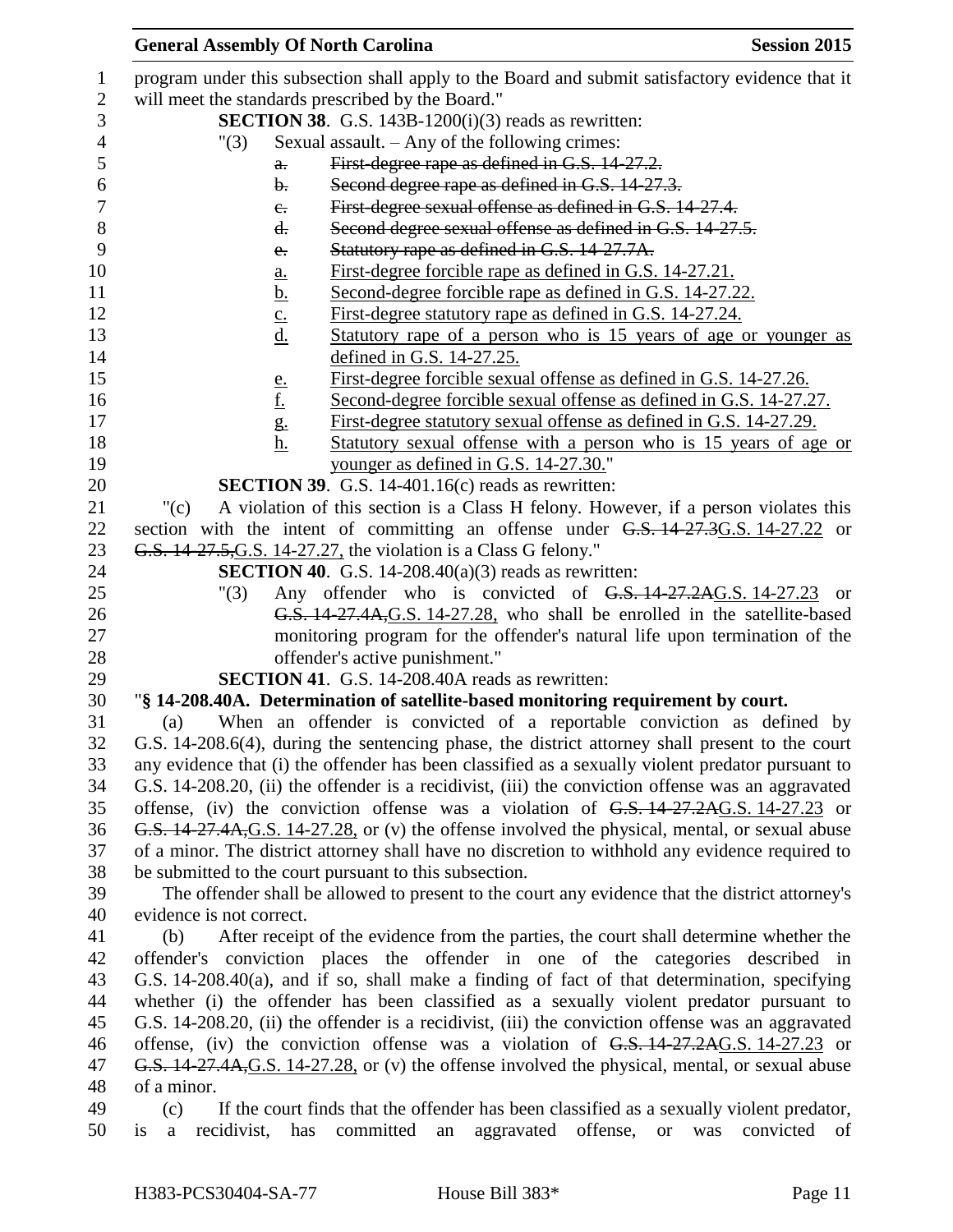program under this subsection shall apply to the Board and submit satisfactory evidence that it will meet the standards prescribed by the Board."

**SECTION 38**. G.S. 143B-1200(i)(3) reads as rewritten:

"(3) Sexual assault. – Any of the following crimes:

a. ~~First-degree rape as defined in G.S. 14-27.2.~~
b. ~~Second degree rape as defined in G.S. 14-27.3.~~
c. ~~First-degree sexual offense as defined in G.S. 14-27.4.~~
d. ~~Second degree sexual offense as defined in G.S. 14-27.5.~~
e. ~~Statutory rape as defined in G.S. 14-27.7A.~~

a. First-degree forcible rape as defined in G.S. 14-27.21.
b. Second-degree forcible rape as defined in G.S. 14-27.22.
c. First-degree statutory rape as defined in G.S. 14-27.24.
d. Statutory rape of a person who is 15 years of age or younger as defined in G.S. 14-27.25.
e. First-degree forcible sexual offense as defined in G.S. 14-27.26.
f. Second-degree forcible sexual offense as defined in G.S. 14-27.27.
g. First-degree statutory sexual offense as defined in G.S. 14-27.29.
h. Statutory sexual offense with a person who is 15 years of age or younger as defined in G.S. 14-27.30."

**SECTION 39**. G.S. 14-401.16(c) reads as rewritten:

"(c) A violation of this section is a Class H felony. However, if a person violates this section with the intent of committing an offense under ~~G.S. 14-27.3~~G.S. 14-27.22 or ~~G.S. 14-27.5,~~G.S. 14-27.27, the violation is a Class G felony."

**SECTION 40**. G.S. 14-208.40(a)(3) reads as rewritten:

"(3) Any offender who is convicted of ~~G.S. 14-27.2A~~G.S. 14-27.23 or ~~G.S. 14-27.4A,~~G.S. 14-27.28, who shall be enrolled in the satellite-based monitoring program for the offender's natural life upon termination of the offender's active punishment."

**SECTION 41**. G.S. 14-208.40A reads as rewritten:

"**§ 14-208.40A. Determination of satellite-based monitoring requirement by court.**

(a) When an offender is convicted of a reportable conviction as defined by G.S. 14-208.6(4), during the sentencing phase, the district attorney shall present to the court any evidence that (i) the offender has been classified as a sexually violent predator pursuant to G.S. 14-208.20, (ii) the offender is a recidivist, (iii) the conviction offense was an aggravated offense, (iv) the conviction offense was a violation of ~~G.S. 14-27.2A~~G.S. 14-27.23 or ~~G.S. 14-27.4A,~~G.S. 14-27.28, or (v) the offense involved the physical, mental, or sexual abuse of a minor. The district attorney shall have no discretion to withhold any evidence required to be submitted to the court pursuant to this subsection.

The offender shall be allowed to present to the court any evidence that the district attorney's evidence is not correct.

(b) After receipt of the evidence from the parties, the court shall determine whether the offender's conviction places the offender in one of the categories described in G.S. 14-208.40(a), and if so, shall make a finding of fact of that determination, specifying whether (i) the offender has been classified as a sexually violent predator pursuant to G.S. 14-208.20, (ii) the offender is a recidivist, (iii) the conviction offense was an aggravated offense, (iv) the conviction offense was a violation of ~~G.S. 14-27.2A~~G.S. 14-27.23 or ~~G.S. 14-27.4A,~~G.S. 14-27.28, or (v) the offense involved the physical, mental, or sexual abuse of a minor.

(c) If the court finds that the offender has been classified as a sexually violent predator, is a recidivist, has committed an aggravated offense, or was convicted of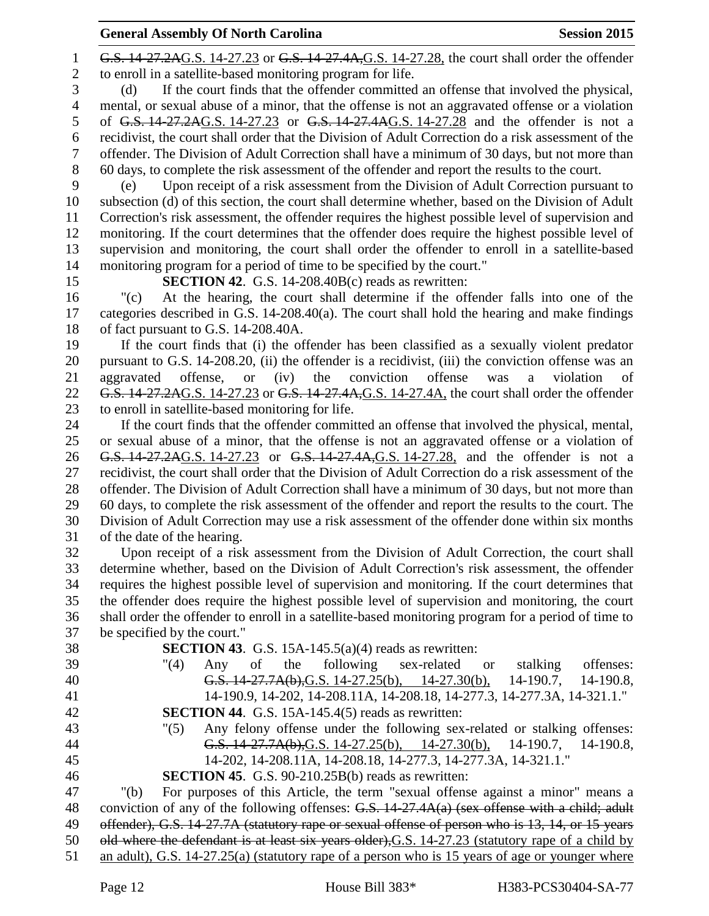~~G.S. 14-27.2A~~G.S. 14-27.23 or ~~G.S. 14-27.4A,~~G.S. 14-27.28, the court shall order the offender to enroll in a satellite-based monitoring program for life.

(d) If the court finds that the offender committed an offense that involved the physical, mental, or sexual abuse of a minor, that the offense is not an aggravated offense or a violation of ~~G.S. 14-27.2A~~G.S. 14-27.23 or ~~G.S. 14-27.4A~~G.S. 14-27.28 and the offender is not a recidivist, the court shall order that the Division of Adult Correction do a risk assessment of the offender. The Division of Adult Correction shall have a minimum of 30 days, but not more than 60 days, to complete the risk assessment of the offender and report the results to the court.

(e) Upon receipt of a risk assessment from the Division of Adult Correction pursuant to subsection (d) of this section, the court shall determine whether, based on the Division of Adult Correction's risk assessment, the offender requires the highest possible level of supervision and monitoring. If the court determines that the offender does require the highest possible level of supervision and monitoring, the court shall order the offender to enroll in a satellite-based monitoring program for a period of time to be specified by the court."

**SECTION 42**. G.S. 14-208.40B(c) reads as rewritten:

"(c) At the hearing, the court shall determine if the offender falls into one of the categories described in G.S. 14-208.40(a). The court shall hold the hearing and make findings of fact pursuant to G.S. 14-208.40A.

If the court finds that (i) the offender has been classified as a sexually violent predator pursuant to G.S. 14-208.20, (ii) the offender is a recidivist, (iii) the conviction offense was an aggravated offense, or (iv) the conviction offense was a violation of ~~G.S. 14-27.2A~~G.S. 14-27.23 or ~~G.S. 14-27.4A,~~G.S. 14-27.4A, the court shall order the offender to enroll in satellite-based monitoring for life.

If the court finds that the offender committed an offense that involved the physical, mental, or sexual abuse of a minor, that the offense is not an aggravated offense or a violation of ~~G.S. 14-27.2A~~G.S. 14-27.23 or ~~G.S. 14-27.4A,~~G.S. 14-27.28, and the offender is not a recidivist, the court shall order that the Division of Adult Correction do a risk assessment of the offender. The Division of Adult Correction shall have a minimum of 30 days, but not more than 60 days, to complete the risk assessment of the offender and report the results to the court. The Division of Adult Correction may use a risk assessment of the offender done within six months of the date of the hearing.

Upon receipt of a risk assessment from the Division of Adult Correction, the court shall determine whether, based on the Division of Adult Correction's risk assessment, the offender requires the highest possible level of supervision and monitoring. If the court determines that the offender does require the highest possible level of supervision and monitoring, the court shall order the offender to enroll in a satellite-based monitoring program for a period of time to be specified by the court."

**SECTION 43**. G.S. 15A-145.5(a)(4) reads as rewritten:

"(4) Any of the following sex-related or stalking offenses: ~~G.S. 14-27.7A(b),~~G.S. 14-27.25(b), 14-27.30(b), 14-190.7, 14-190.8, 14-190.9, 14-202, 14-208.11A, 14-208.18, 14-277.3, 14-277.3A, 14-321.1."

**SECTION 44**. G.S. 15A-145.4(5) reads as rewritten:

"(5) Any felony offense under the following sex-related or stalking offenses: ~~G.S. 14-27.7A(b),~~G.S. 14-27.25(b), 14-27.30(b), 14-190.7, 14-190.8, 14-202, 14-208.11A, 14-208.18, 14-277.3, 14-277.3A, 14-321.1."

**SECTION 45**. G.S. 90-210.25B(b) reads as rewritten:

"(b) For purposes of this Article, the term "sexual offense against a minor" means a conviction of any of the following offenses: ~~G.S. 14-27.4A(a) (sex offense with a child; adult offender), G.S. 14-27.7A (statutory rape or sexual offense of person who is 13, 14, or 15 years old where the defendant is at least six years older),~~G.S. 14-27.23 (statutory rape of a child by an adult), G.S. 14-27.25(a) (statutory rape of a person who is 15 years of age or younger where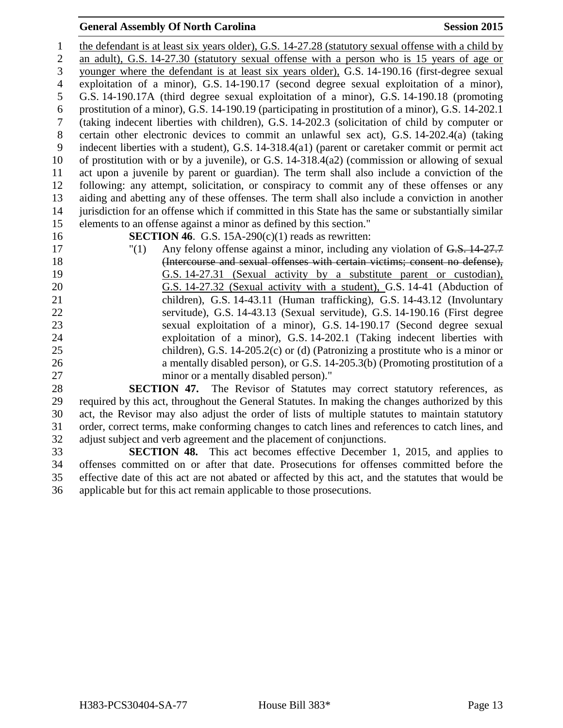the defendant is at least six years older), G.S. 14-27.28 (statutory sexual offense with a child by an adult), G.S. 14-27.30 (statutory sexual offense with a person who is 15 years of age or younger where the defendant is at least six years older), G.S. 14-190.16 (first-degree sexual exploitation of a minor), G.S. 14-190.17 (second degree sexual exploitation of a minor), G.S. 14-190.17A (third degree sexual exploitation of a minor), G.S. 14-190.18 (promoting prostitution of a minor), G.S. 14-190.19 (participating in prostitution of a minor), G.S. 14-202.1 (taking indecent liberties with children), G.S. 14-202.3 (solicitation of child by computer or certain other electronic devices to commit an unlawful sex act), G.S. 14-202.4(a) (taking indecent liberties with a student), G.S. 14-318.4(a1) (parent or caretaker commit or permit act of prostitution with or by a juvenile), or G.S. 14-318.4(a2) (commission or allowing of sexual act upon a juvenile by parent or guardian). The term shall also include a conviction of the following: any attempt, solicitation, or conspiracy to commit any of these offenses or any aiding and abetting any of these offenses. The term shall also include a conviction in another jurisdiction for an offense which if committed in this State has the same or substantially similar elements to an offense against a minor as defined by this section."

**SECTION 46**. G.S. 15A-290(c)(1) reads as rewritten:

"(1) Any felony offense against a minor, including any violation of ~~G.S. 14-27.7 (Intercourse and sexual offenses with certain victims; consent no defense),~~ G.S. 14-27.31 (Sexual activity by a substitute parent or custodian), G.S. 14-27.32 (Sexual activity with a student), G.S. 14-41 (Abduction of children), G.S. 14-43.11 (Human trafficking), G.S. 14-43.12 (Involuntary servitude), G.S. 14-43.13 (Sexual servitude), G.S. 14-190.16 (First degree sexual exploitation of a minor), G.S. 14-190.17 (Second degree sexual exploitation of a minor), G.S. 14-202.1 (Taking indecent liberties with children), G.S. 14-205.2(c) or (d) (Patronizing a prostitute who is a minor or a mentally disabled person), or G.S. 14-205.3(b) (Promoting prostitution of a minor or a mentally disabled person)."

**SECTION 47.** The Revisor of Statutes may correct statutory references, as required by this act, throughout the General Statutes. In making the changes authorized by this act, the Revisor may also adjust the order of lists of multiple statutes to maintain statutory order, correct terms, make conforming changes to catch lines and references to catch lines, and adjust subject and verb agreement and the placement of conjunctions.

**SECTION 48.** This act becomes effective December 1, 2015, and applies to offenses committed on or after that date. Prosecutions for offenses committed before the effective date of this act are not abated or affected by this act, and the statutes that would be applicable but for this act remain applicable to those prosecutions.